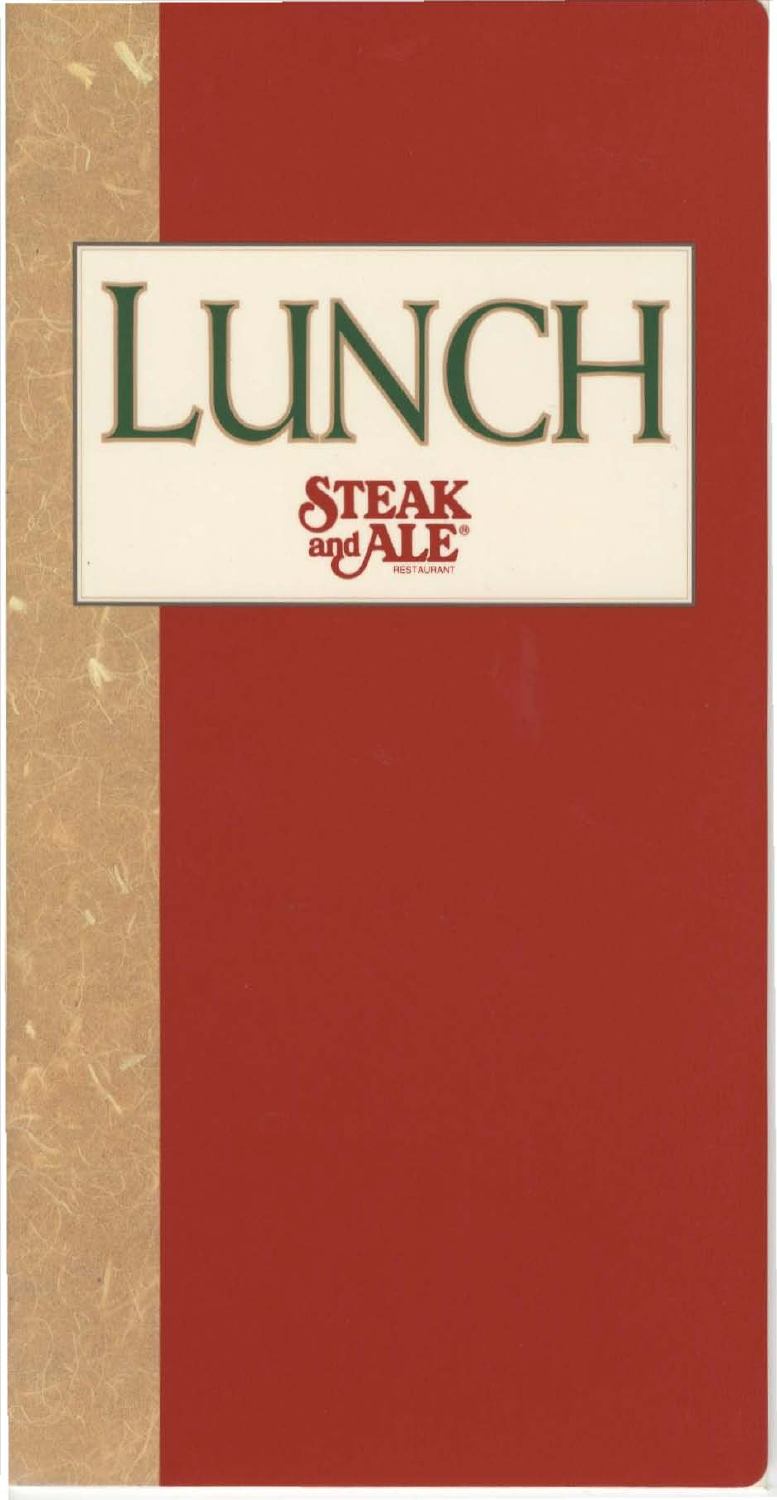# LUNCH

STEAK and ALE®

RESTAURANT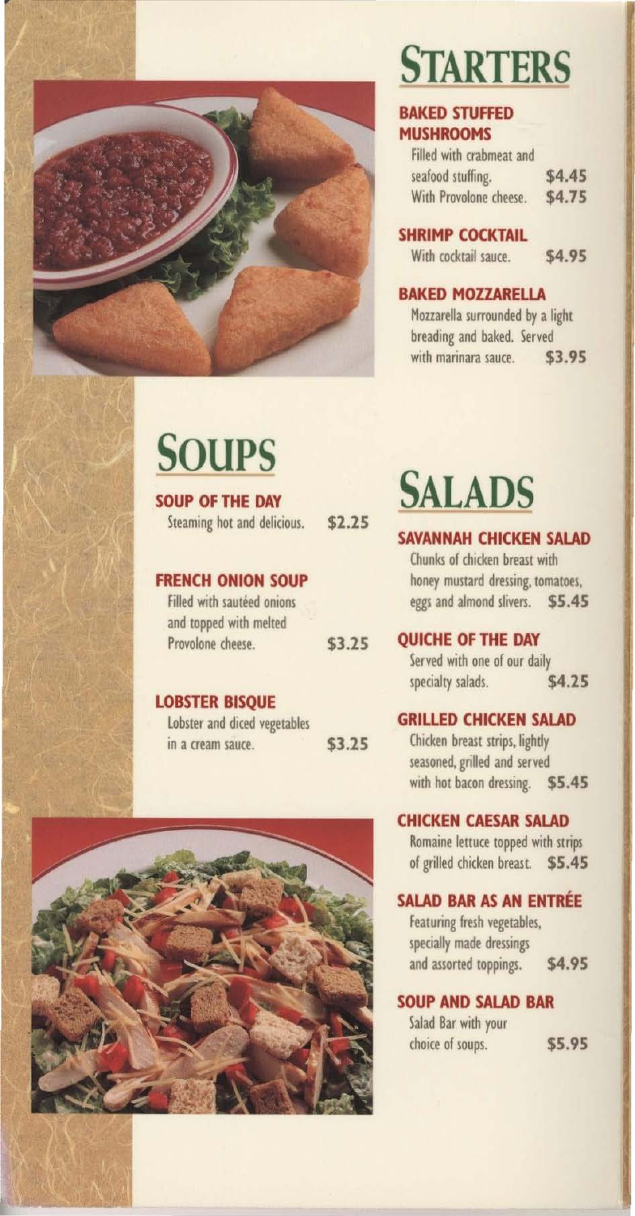# STARTERS

### BAKED STUFFED MUSHROOMS

Filled with crabmeat and seafood stuffing. $4.45

With Provolone cheese. $4.75

### SHRIMP COCKTAIL

With cocktail sauce. $4.95

### BAKED MOZZARELLA

Mozzarella surrounded by a light breading and baked. Served with marinara sauce. $3.95

# SOUPS

### SOUP OF THE DAY

Steaming hot and delicious. $2.25

### FRENCH ONION SOUP

Filled with sautéed onions and topped with melted Provolone cheese. $3.25

### LOBSTER BISQUE

Lobster and diced vegetables in a cream sauce. $3.25

# SALADS

### SAVANNAH CHICKEN SALAD

Chunks of chicken breast with honey mustard dressing, tomatoes, eggs and almond slivers. $5.45

### QUICHE OF THE DAY

Served with one of our daily specialty salads. $4.25

### GRILLED CHICKEN SALAD

Chicken breast strips, lightly seasoned, grilled and served with hot bacon dressing. $5.45

### CHICKEN CAESAR SALAD

Romaine lettuce topped with strips of grilled chicken breast. $5.45

### SALAD BAR AS AN ENTRÉE

Featuring fresh vegetables, specially made dressings and assorted toppings. $4.95

### SOUP AND SALAD BAR

Salad Bar with your choice of soups. $5.95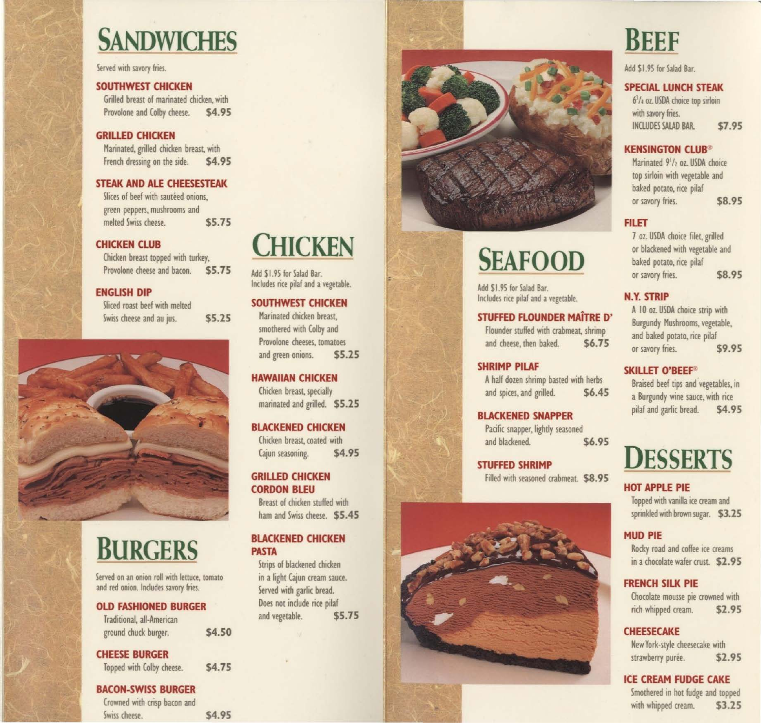# SANDWICHES

Served with savory fries.

### SOUTHWEST CHICKEN
Grilled breast of marinated chicken, with Provolone and Colby cheese. $4.95

### GRILLED CHICKEN
Marinated, grilled chicken breast, with French dressing on the side. $4.95

### STEAK AND ALE CHEESESTEAK
Slices of beef with sautéed onions, green peppers, mushrooms and melted Swiss cheese. $5.75

### CHICKEN CLUB
Chicken breast topped with turkey, Provolone cheese and bacon. $5.75

### ENGLISH DIP
Sliced roast beef with melted Swiss cheese and au jus. $5.25

# BURGERS

Served on an onion roll with lettuce, tomato and red onion. Includes savory fries.

### OLD FASHIONED BURGER
Traditional, all-American ground chuck burger. $4.50

### CHEESE BURGER
Topped with Colby cheese. $4.75

### BACON-SWISS BURGER
Crowned with crisp bacon and Swiss cheese. $4.95

# CHICKEN

Add $1.95 for Salad Bar.
Includes rice pilaf and a vegetable.

### SOUTHWEST CHICKEN
Marinated chicken breast, smothered with Colby and Provolone cheeses, tomatoes and green onions. $5.25

### HAWAIIAN CHICKEN
Chicken breast, specially marinated and grilled. $5.25

### BLACKENED CHICKEN
Chicken breast, coated with Cajun seasoning. $4.95

### GRILLED CHICKEN CORDON BLEU
Breast of chicken stuffed with ham and Swiss cheese. $5.45

### BLACKENED CHICKEN PASTA
Strips of blackened chicken in a light Cajun cream sauce. Served with garlic bread. Does not include rice pilaf and vegetable. $5.75

# SEAFOOD

Add $1.95 for Salad Bar.
Includes rice pilaf and a vegetable.

### STUFFED FLOUNDER MAÎTRE D'
Flounder stuffed with crabmeat, shrimp and cheese, then baked. $6.75

### SHRIMP PILAF
A half dozen shrimp basted with herbs and spices, and grilled. $6.45

### BLACKENED SNAPPER
Pacific snapper, lightly seasoned and blackened. $6.95

### STUFFED SHRIMP
Filled with seasoned crabmeat. $8.95

# BEEF

Add $1.95 for Salad Bar.

### SPECIAL LUNCH STEAK
6 3/4 oz. USDA choice top sirloin with savory fries.
INCLUDES SALAD BAR. $7.95

### KENSINGTON CLUB®
Marinated 9 1/2 oz. USDA choice top sirloin with vegetable and baked potato, rice pilaf or savory fries. $8.95

### FILET
7 oz. USDA choice filet, grilled or blackened with vegetable and baked potato, rice pilaf or savory fries. $8.95

### N.Y. STRIP
A 10 oz. USDA choice strip with Burgundy Mushrooms, vegetable, and baked potato, rice pilaf or savory fries. $9.95

### SKILLET O'BEEF®
Braised beef tips and vegetables, in a Burgundy wine sauce, with rice pilaf and garlic bread. $4.95

# DESSERTS

### HOT APPLE PIE
Topped with vanilla ice cream and sprinkled with brown sugar. $3.25

### MUD PIE
Rocky road and coffee ice creams in a chocolate wafer crust. $2.95

### FRENCH SILK PIE
Chocolate mousse pie crowned with rich whipped cream. $2.95

### CHEESECAKE
New York-style cheesecake with strawberry purée. $2.95

### ICE CREAM FUDGE CAKE
Smothered in hot fudge and topped with whipped cream. $3.25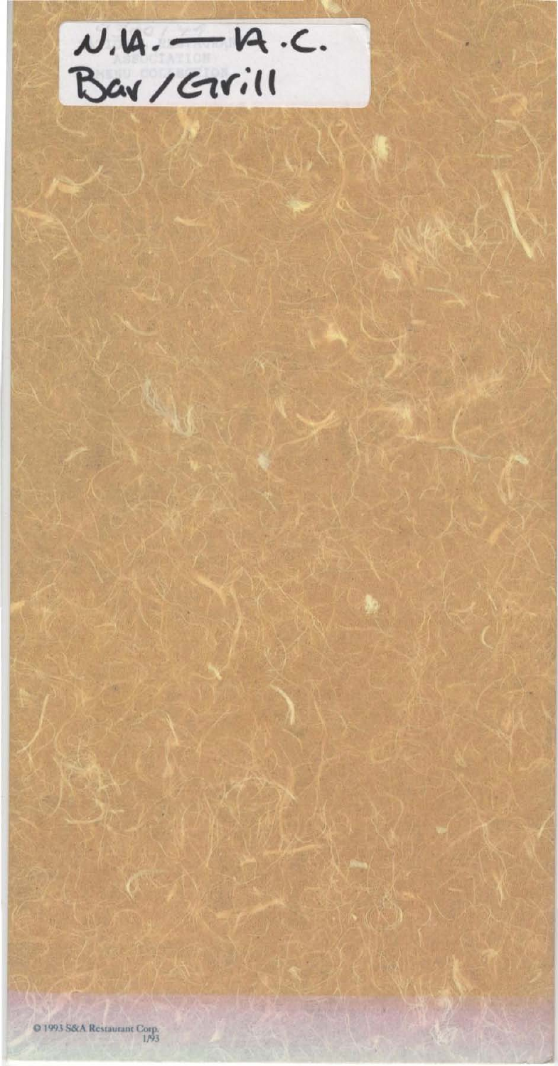N.Y. — A.C.
Bar/Grill

© 1993 S&A Restaurant Corp.
1/93